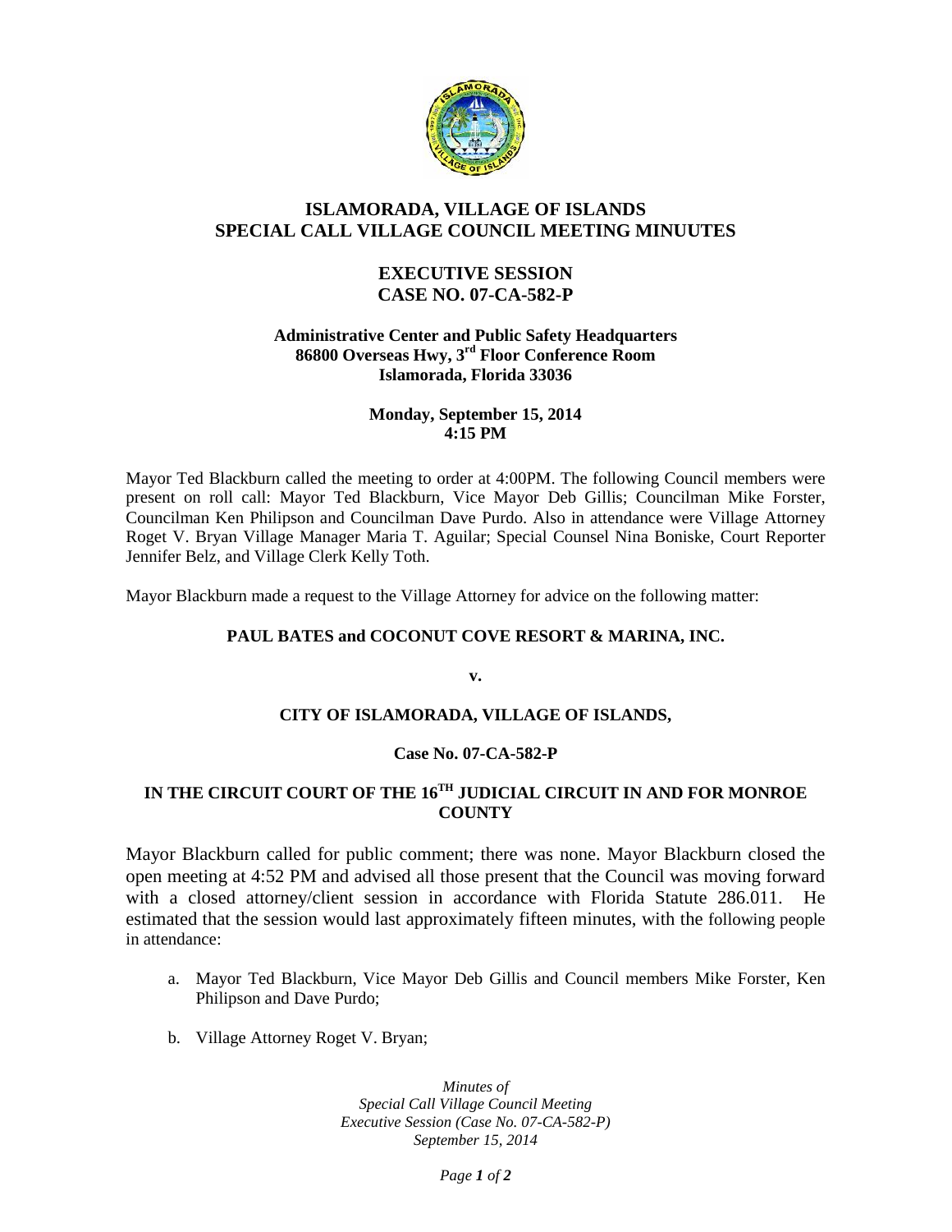# ISLAMORADA, VILLAGE OF ISLANDS
# SPECIAL CALL VILLAGE COUNCIL MEETING MINUUTES

## EXECUTIVE SESSION
## CASE NO. 07-CA-582-P

**Administrative Center and Public Safety Headquarters**
**86800 Overseas Hwy, 3rd Floor Conference Room**
**Islamorada, Florida 33036**

**Monday, September 15, 2014**
**4:15 PM**

Mayor Ted Blackburn called the meeting to order at 4:00PM. The following Council members were present on roll call: Mayor Ted Blackburn, Vice Mayor Deb Gillis; Councilman Mike Forster, Councilman Ken Philipson and Councilman Dave Purdo. Also in attendance were Village Attorney Roget V. Bryan Village Manager Maria T. Aguilar; Special Counsel Nina Boniske, Court Reporter Jennifer Belz, and Village Clerk Kelly Toth.

Mayor Blackburn made a request to the Village Attorney for advice on the following matter:

**PAUL BATES and COCONUT COVE RESORT & MARINA, INC.**

**v.**

**CITY OF ISLAMORADA, VILLAGE OF ISLANDS,**

**Case No. 07-CA-582-P**

**IN THE CIRCUIT COURT OF THE 16TH JUDICIAL CIRCUIT IN AND FOR MONROE COUNTY**

Mayor Blackburn called for public comment; there was none. Mayor Blackburn closed the open meeting at 4:52 PM and advised all those present that the Council was moving forward with a closed attorney/client session in accordance with Florida Statute 286.011. He estimated that the session would last approximately fifteen minutes, with the following people in attendance:

a. Mayor Ted Blackburn, Vice Mayor Deb Gillis and Council members Mike Forster, Ken Philipson and Dave Purdo;

b. Village Attorney Roget V. Bryan;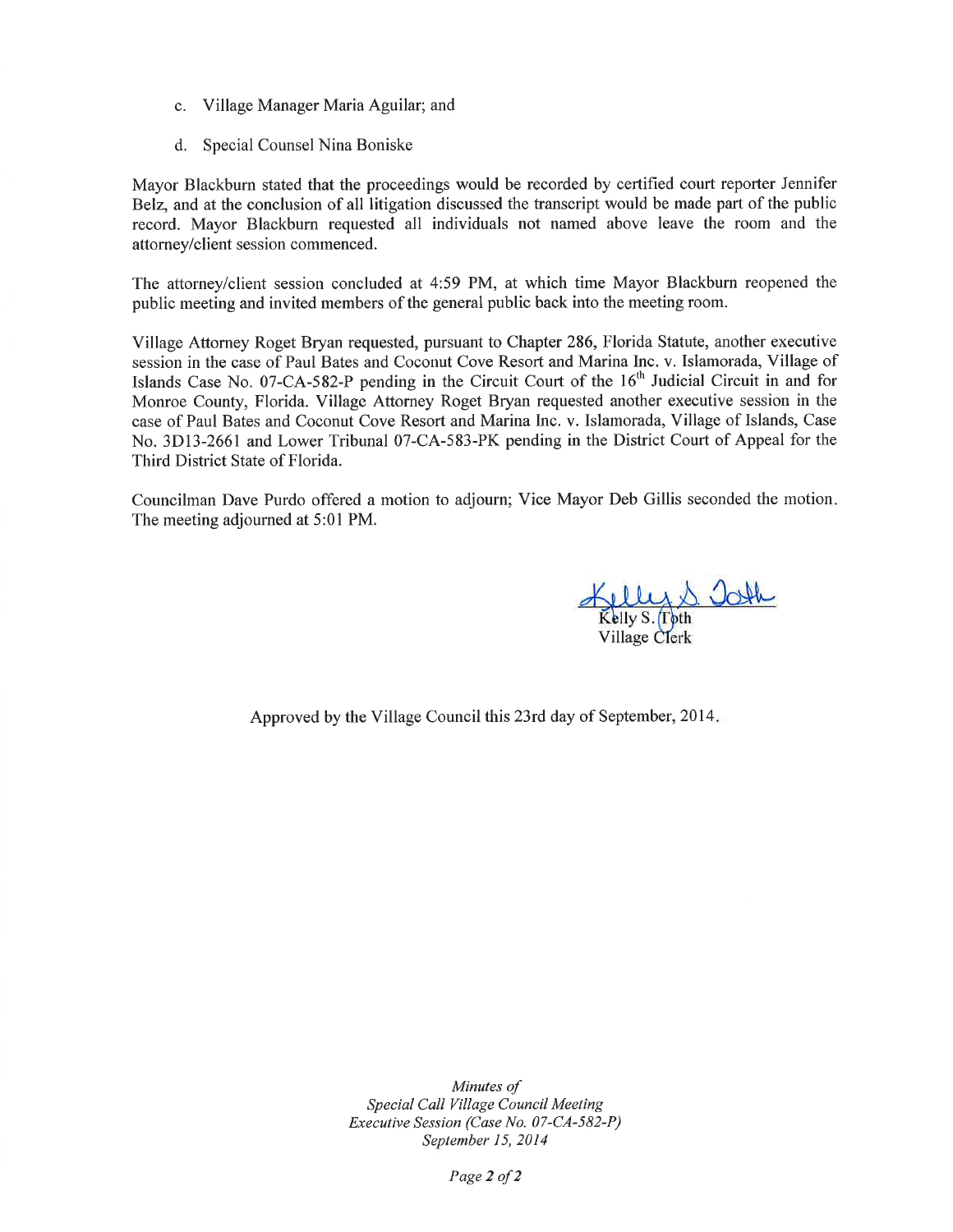c. Village Manager Maria Aguilar; and

d. Special Counsel Nina Boniske

Mayor Blackburn stated that the proceedings would be recorded by certified court reporter Jennifer Belz, and at the conclusion of all litigation discussed the transcript would be made part of the public record. Mayor Blackburn requested all individuals not named above leave the room and the attorney/client session commenced.

The attorney/client session concluded at 4:59 PM, at which time Mayor Blackburn reopened the public meeting and invited members of the general public back into the meeting room.

Village Attorney Roget Bryan requested, pursuant to Chapter 286, Florida Statute, another executive session in the case of Paul Bates and Coconut Cove Resort and Marina Inc. v. Islamorada, Village of Islands Case No. 07-CA-582-P pending in the Circuit Court of the 16th Judicial Circuit in and for Monroe County, Florida. Village Attorney Roget Bryan requested another executive session in the case of Paul Bates and Coconut Cove Resort and Marina Inc. v. Islamorada, Village of Islands, Case No. 3D13-2661 and Lower Tribunal 07-CA-583-PK pending in the District Court of Appeal for the Third District State of Florida.

Councilman Dave Purdo offered a motion to adjourn; Vice Mayor Deb Gillis seconded the motion. The meeting adjourned at 5:01 PM.

Kelly S. Toth
Village Clerk

Approved by the Village Council this 23rd day of September, 2014.

*Minutes of*
*Special Call Village Council Meeting*
*Executive Session (Case No. 07-CA-582-P)*
*September 15, 2014*